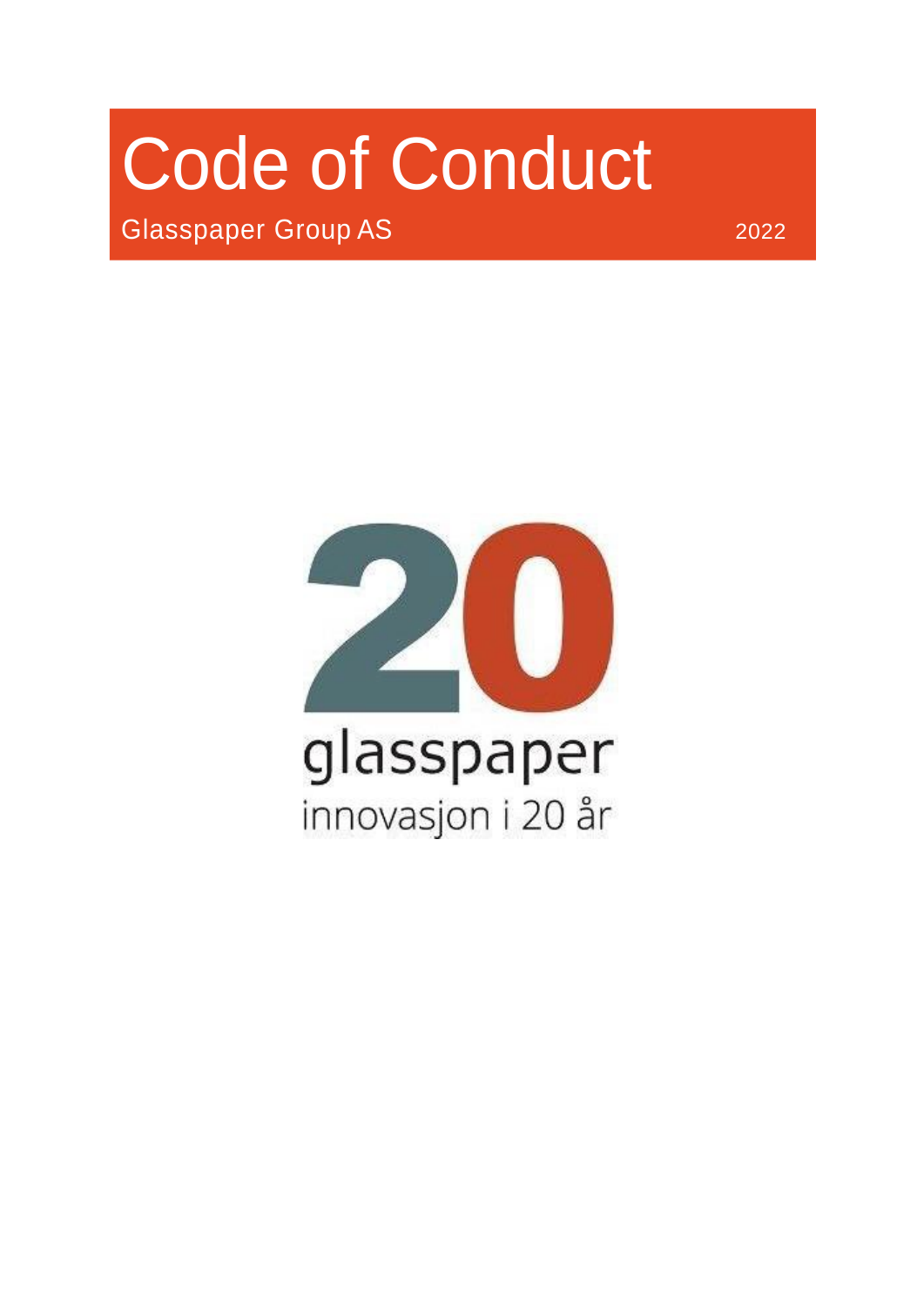# Code of Conduct

Glasspaper Group AS

2022

20

glasspaper

innovasjon i 20 år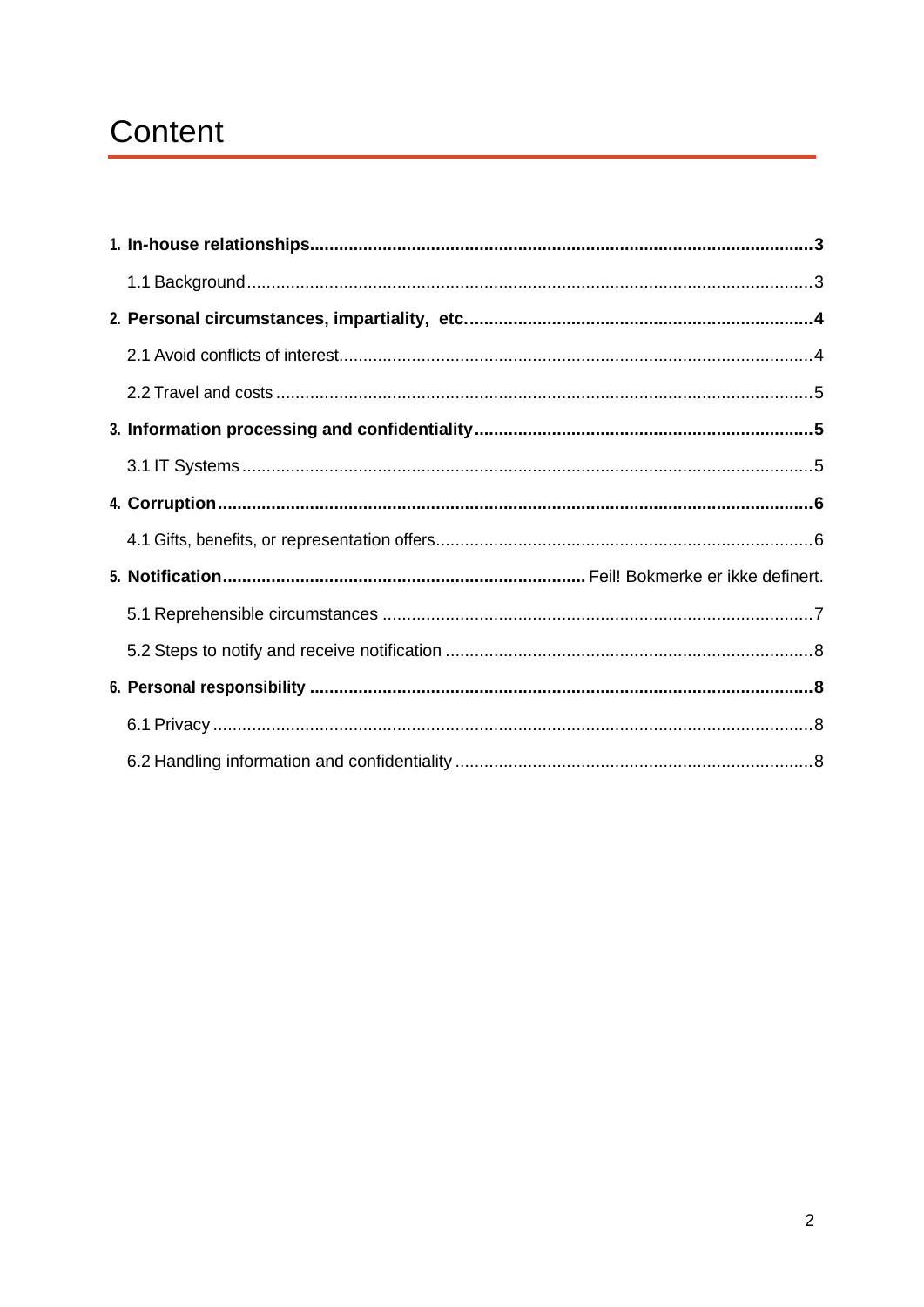# Content

**1. In-house relationships** ......................................................................................................... **3**

1.1 Background ......................................................................................................................... 3

**2. Personal circumstances, impartiality, etc.** ........................................................................ **4**

2.1 Avoid conflicts of interest .................................................................................................. 4

2.2 Travel and costs ................................................................................................................. 5

**3. Information processing and confidentiality** ..................................................................... **5**

3.1 IT Systems .......................................................................................................................... 5

**4. Corruption** .......................................................................................................................... **6**

4.1 Gifts, benefits, or representation offers .............................................................................. 6

**5. Notification** .......................................................................... Feil! Bokmerke er ikke definert.

5.1 Reprehensible circumstances ............................................................................................ 7

5.2 Steps to notify and receive notification .............................................................................. 8

**6. Personal responsibility** ..................................................................................................... **8**

6.1 Privacy ................................................................................................................................ 8

6.2 Handling information and confidentiality ............................................................................ 8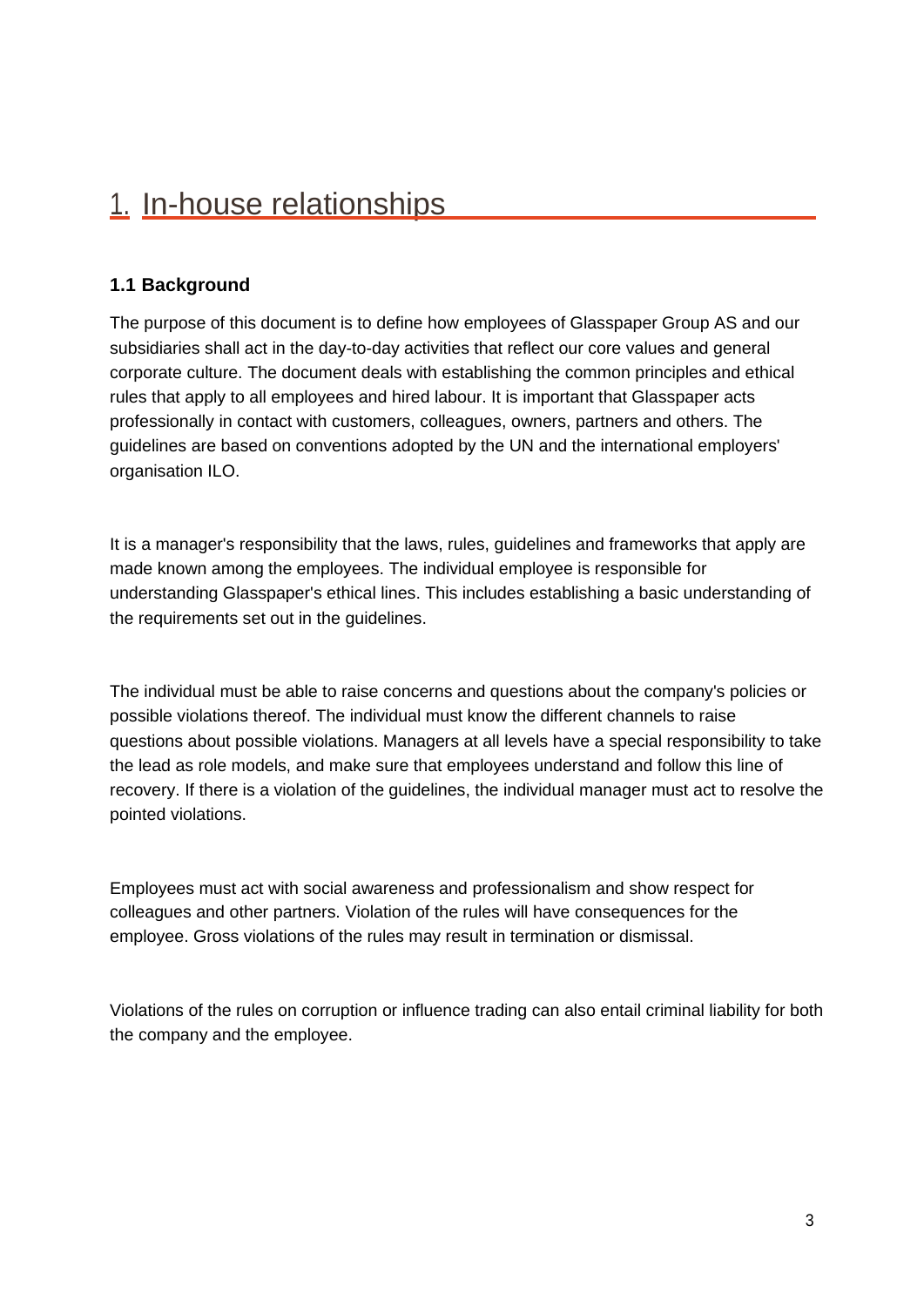# 1. In-house relationships

### 1.1 Background

The purpose of this document is to define how employees of Glasspaper Group AS and our subsidiaries shall act in the day-to-day activities that reflect our core values and general corporate culture. The document deals with establishing the common principles and ethical rules that apply to all employees and hired labour. It is important that Glasspaper acts professionally in contact with customers, colleagues, owners, partners and others. The guidelines are based on conventions adopted by the UN and the international employers' organisation ILO.

It is a manager's responsibility that the laws, rules, guidelines and frameworks that apply are made known among the employees. The individual employee is responsible for understanding Glasspaper's ethical lines. This includes establishing a basic understanding of the requirements set out in the guidelines.

The individual must be able to raise concerns and questions about the company's policies or possible violations thereof. The individual must know the different channels to raise questions about possible violations. Managers at all levels have a special responsibility to take the lead as role models, and make sure that employees understand and follow this line of recovery. If there is a violation of the guidelines, the individual manager must act to resolve the pointed violations.

Employees must act with social awareness and professionalism and show respect for colleagues and other partners. Violation of the rules will have consequences for the employee. Gross violations of the rules may result in termination or dismissal.

Violations of the rules on corruption or influence trading can also entail criminal liability for both the company and the employee.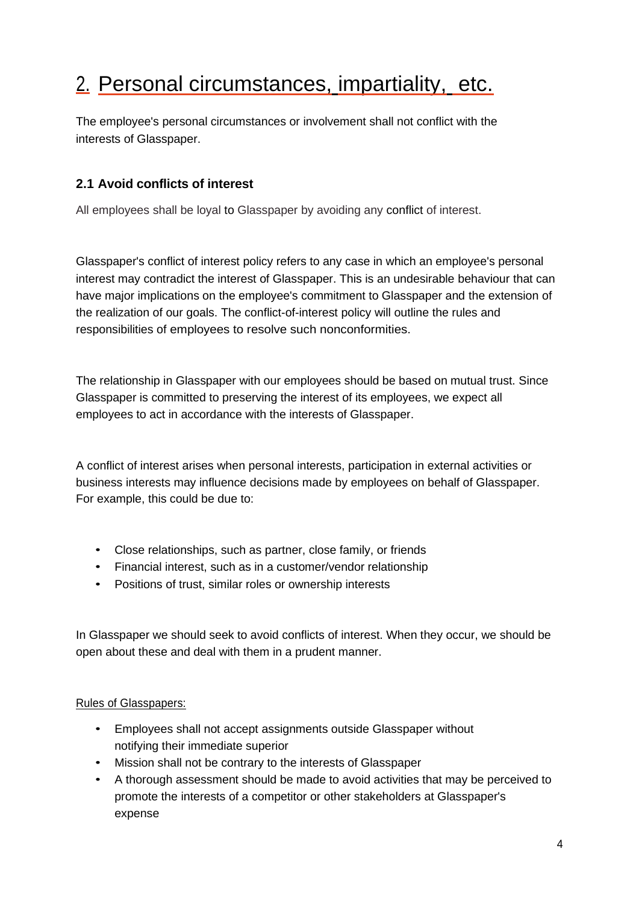# 2. Personal circumstances, impartiality, etc.

The employee's personal circumstances or involvement shall not conflict with the interests of Glasspaper.

### 2.1 Avoid conflicts of interest

All employees shall be loyal to Glasspaper by avoiding any conflict of interest.

Glasspaper's conflict of interest policy refers to any case in which an employee's personal interest may contradict the interest of Glasspaper. This is an undesirable behaviour that can have major implications on the employee's commitment to Glasspaper and the extension of the realization of our goals. The conflict-of-interest policy will outline the rules and responsibilities of employees to resolve such nonconformities.

The relationship in Glasspaper with our employees should be based on mutual trust. Since Glasspaper is committed to preserving the interest of its employees, we expect all employees to act in accordance with the interests of Glasspaper.

A conflict of interest arises when personal interests, participation in external activities or business interests may influence decisions made by employees on behalf of Glasspaper. For example, this could be due to:

- Close relationships, such as partner, close family, or friends
- Financial interest, such as in a customer/vendor relationship
- Positions of trust, similar roles or ownership interests

In Glasspaper we should seek to avoid conflicts of interest. When they occur, we should be open about these and deal with them in a prudent manner.

Rules of Glasspapers:

- Employees shall not accept assignments outside Glasspaper without notifying their immediate superior
- Mission shall not be contrary to the interests of Glasspaper
- A thorough assessment should be made to avoid activities that may be perceived to promote the interests of a competitor or other stakeholders at Glasspaper's expense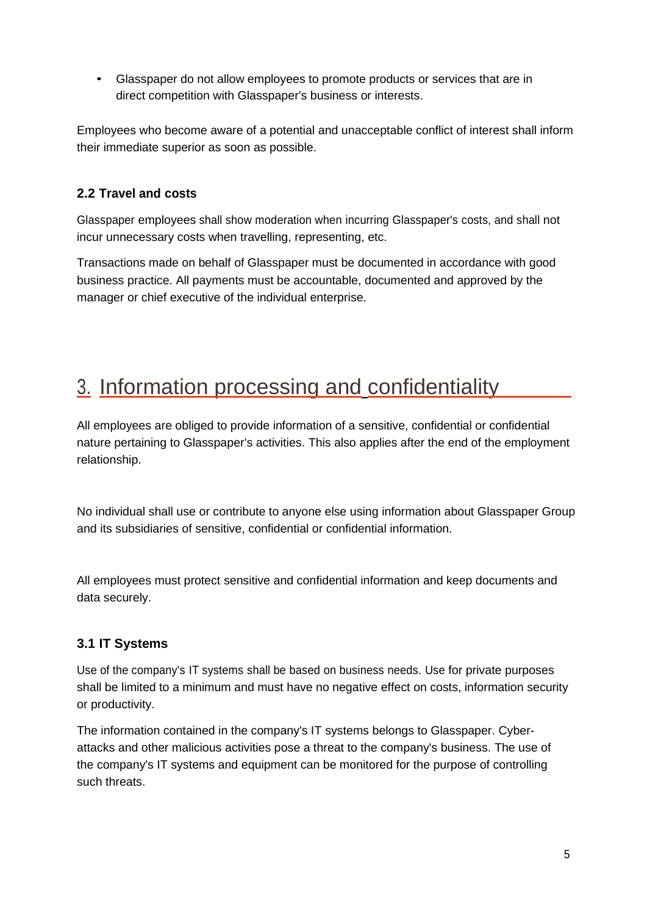- Glasspaper do not allow employees to promote products or services that are in direct competition with Glasspaper's business or interests.

Employees who become aware of a potential and unacceptable conflict of interest shall inform their immediate superior as soon as possible.

### 2.2 Travel and costs

Glasspaper employees shall show moderation when incurring Glasspaper's costs, and shall not incur unnecessary costs when travelling, representing, etc.

Transactions made on behalf of Glasspaper must be documented in accordance with good business practice. All payments must be accountable, documented and approved by the manager or chief executive of the individual enterprise.

## 3. Information processing and confidentiality

All employees are obliged to provide information of a sensitive, confidential or confidential nature pertaining to Glasspaper's activities. This also applies after the end of the employment relationship.

No individual shall use or contribute to anyone else using information about Glasspaper Group and its subsidiaries of sensitive, confidential or confidential information.

All employees must protect sensitive and confidential information and keep documents and data securely.

### 3.1 IT Systems

Use of the company's IT systems shall be based on business needs. Use for private purposes shall be limited to a minimum and must have no negative effect on costs, information security or productivity.

The information contained in the company's IT systems belongs to Glasspaper. Cyber-attacks and other malicious activities pose a threat to the company's business. The use of the company's IT systems and equipment can be monitored for the purpose of controlling such threats.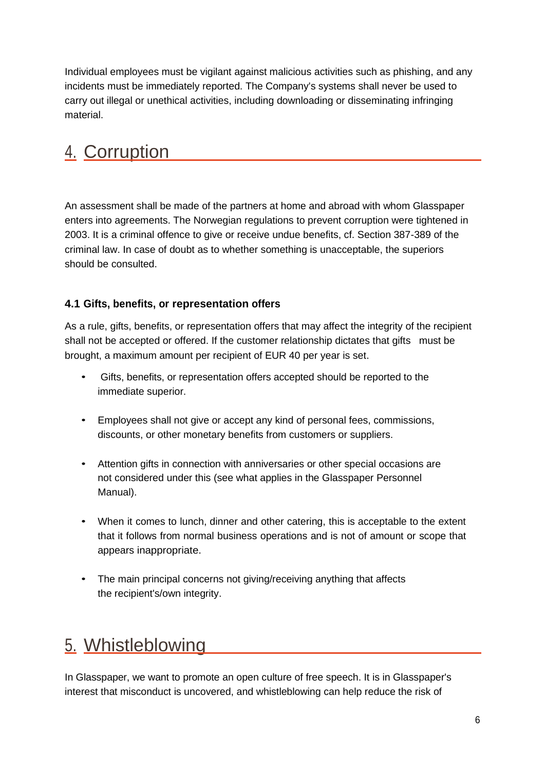Individual employees must be vigilant against malicious activities such as phishing, and any incidents must be immediately reported. The Company's systems shall never be used to carry out illegal or unethical activities, including downloading or disseminating infringing material.

# 4. Corruption

An assessment shall be made of the partners at home and abroad with whom Glasspaper enters into agreements. The Norwegian regulations to prevent corruption were tightened in 2003. It is a criminal offence to give or receive undue benefits, cf. Section 387-389 of the criminal law. In case of doubt as to whether something is unacceptable, the superiors should be consulted.

### 4.1 Gifts, benefits, or representation offers

As a rule, gifts, benefits, or representation offers that may affect the integrity of the recipient shall not be accepted or offered. If the customer relationship dictates that gifts must be brought, a maximum amount per recipient of EUR 40 per year is set.

- Gifts, benefits, or representation offers accepted should be reported to the immediate superior.
- Employees shall not give or accept any kind of personal fees, commissions, discounts, or other monetary benefits from customers or suppliers.
- Attention gifts in connection with anniversaries or other special occasions are not considered under this (see what applies in the Glasspaper Personnel Manual).
- When it comes to lunch, dinner and other catering, this is acceptable to the extent that it follows from normal business operations and is not of amount or scope that appears inappropriate.
- The main principal concerns not giving/receiving anything that affects the recipient's/own integrity.

# 5. Whistleblowing

In Glasspaper, we want to promote an open culture of free speech. It is in Glasspaper's interest that misconduct is uncovered, and whistleblowing can help reduce the risk of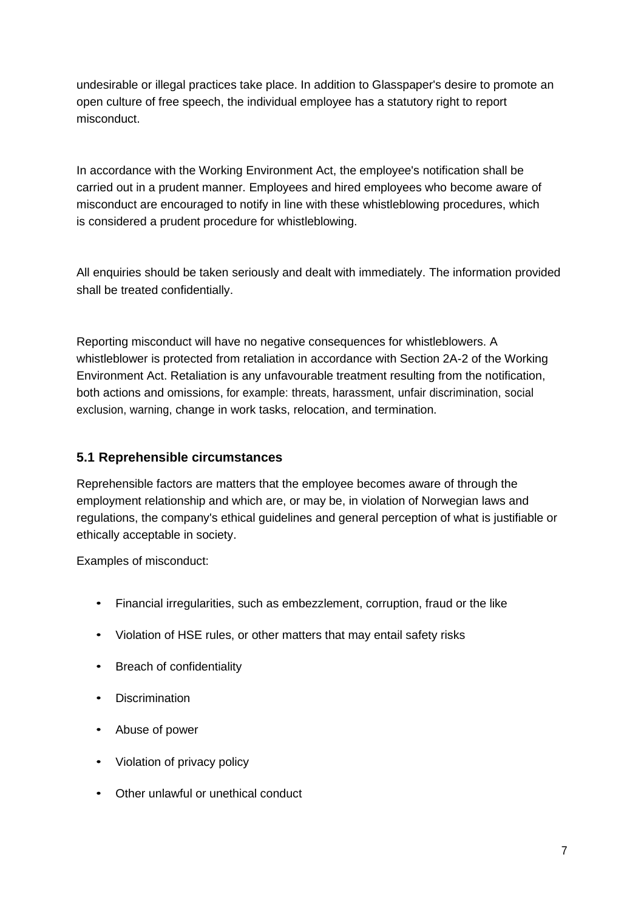undesirable or illegal practices take place. In addition to Glasspaper's desire to promote an open culture of free speech, the individual employee has a statutory right to report misconduct.

In accordance with the Working Environment Act, the employee's notification shall be carried out in a prudent manner. Employees and hired employees who become aware of misconduct are encouraged to notify in line with these whistleblowing procedures, which is considered a prudent procedure for whistleblowing.

All enquiries should be taken seriously and dealt with immediately. The information provided shall be treated confidentially.

Reporting misconduct will have no negative consequences for whistleblowers. A whistleblower is protected from retaliation in accordance with Section 2A-2 of the Working Environment Act. Retaliation is any unfavourable treatment resulting from the notification, both actions and omissions, for example: threats, harassment, unfair discrimination, social exclusion, warning, change in work tasks, relocation, and termination.

### 5.1 Reprehensible circumstances

Reprehensible factors are matters that the employee becomes aware of through the employment relationship and which are, or may be, in violation of Norwegian laws and regulations, the company's ethical guidelines and general perception of what is justifiable or ethically acceptable in society.

Examples of misconduct:

- Financial irregularities, such as embezzlement, corruption, fraud or the like
- Violation of HSE rules, or other matters that may entail safety risks
- Breach of confidentiality
- Discrimination
- Abuse of power
- Violation of privacy policy
- Other unlawful or unethical conduct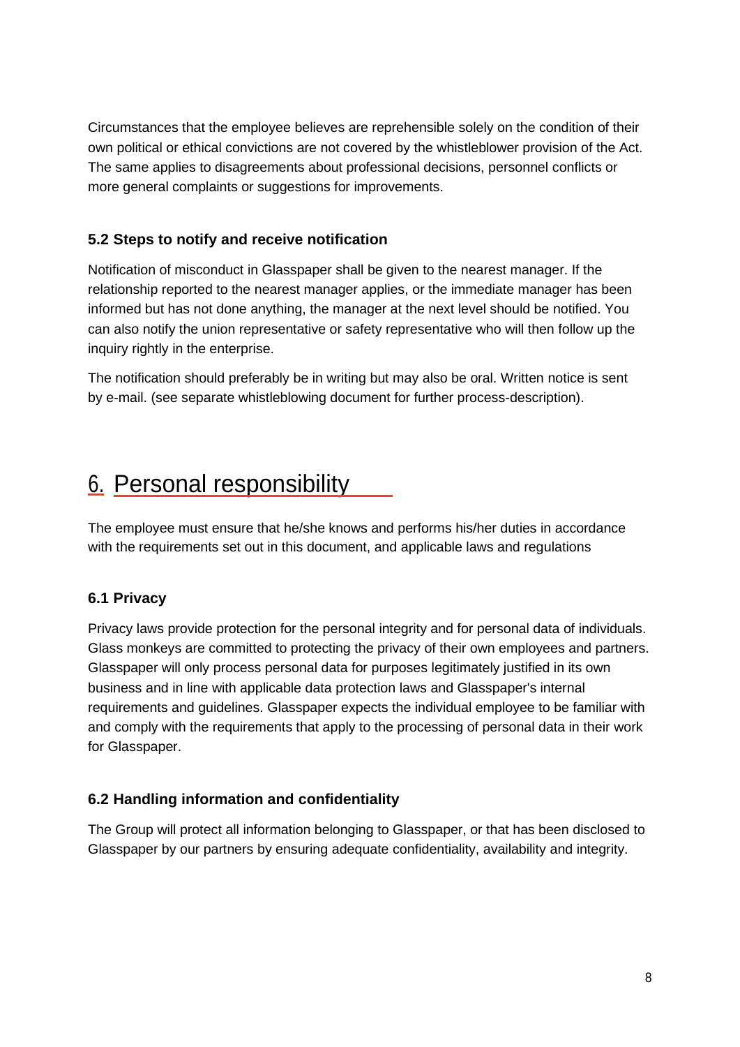Circumstances that the employee believes are reprehensible solely on the condition of their own political or ethical convictions are not covered by the whistleblower provision of the Act. The same applies to disagreements about professional decisions, personnel conflicts or more general complaints or suggestions for improvements.

### 5.2 Steps to notify and receive notification

Notification of misconduct in Glasspaper shall be given to the nearest manager. If the relationship reported to the nearest manager applies, or the immediate manager has been informed but has not done anything, the manager at the next level should be notified. You can also notify the union representative or safety representative who will then follow up the inquiry rightly in the enterprise.

The notification should preferably be in writing but may also be oral. Written notice is sent by e-mail. (see separate whistleblowing document for further process-description).

## 6. Personal responsibility

The employee must ensure that he/she knows and performs his/her duties in accordance with the requirements set out in this document, and applicable laws and regulations

### 6.1 Privacy

Privacy laws provide protection for the personal integrity and for personal data of individuals. Glass monkeys are committed to protecting the privacy of their own employees and partners. Glasspaper will only process personal data for purposes legitimately justified in its own business and in line with applicable data protection laws and Glasspaper's internal requirements and guidelines. Glasspaper expects the individual employee to be familiar with and comply with the requirements that apply to the processing of personal data in their work for Glasspaper.

### 6.2 Handling information and confidentiality

The Group will protect all information belonging to Glasspaper, or that has been disclosed to Glasspaper by our partners by ensuring adequate confidentiality, availability and integrity.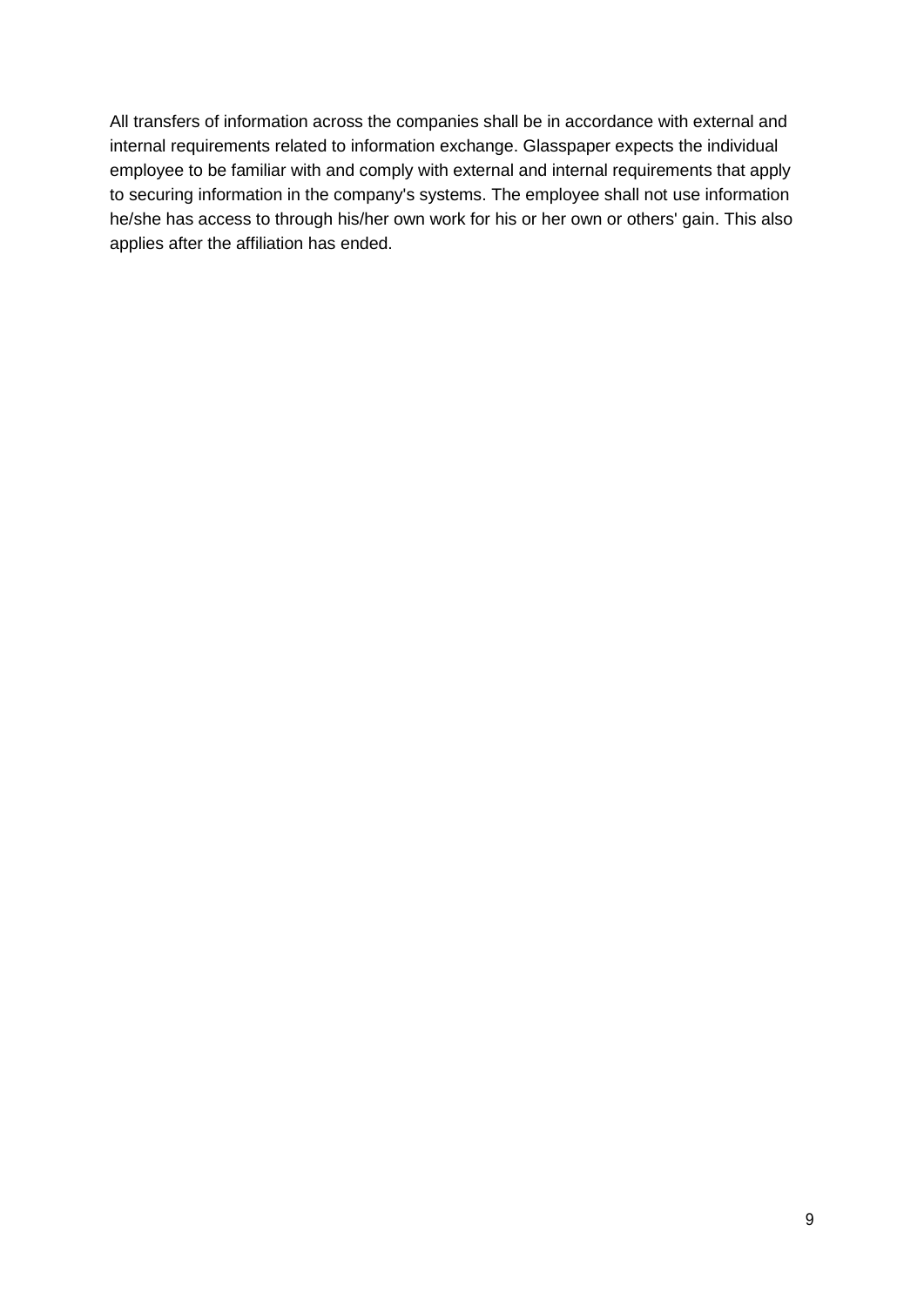All transfers of information across the companies shall be in accordance with external and internal requirements related to information exchange. Glasspaper expects the individual employee to be familiar with and comply with external and internal requirements that apply to securing information in the company's systems. The employee shall not use information he/she has access to through his/her own work for his or her own or others' gain. This also applies after the affiliation has ended.